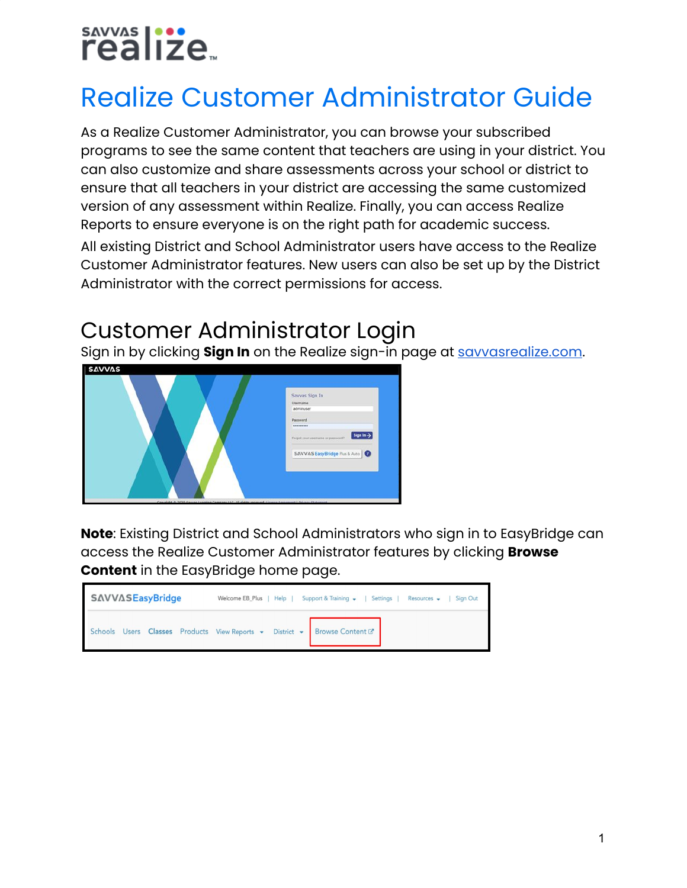# Realize Customer Administrator Guide

As a Realize Customer Administrator, you can browse your subscribed programs to see the same content that teachers are using in your district. You can also customize and share assessments across your school or district to ensure that all teachers in your district are accessing the same customized version of any assessment within Realize. Finally, you can access Realize Reports to ensure everyone is on the right path for academic success.

All existing District and School Administrator users have access to the Realize Customer Administrator features. New users can also be set up by the District Administrator with the correct permissions for access.

## Customer Administrator Login

Sign in by clicking **Sign In** on the Realize sign-in page at savvasrealize.com.

**Note**: Existing District and School Administrators who sign in to EasyBridge can access the Realize Customer Administrator features by clicking **Browse Content** in the EasyBridge home page.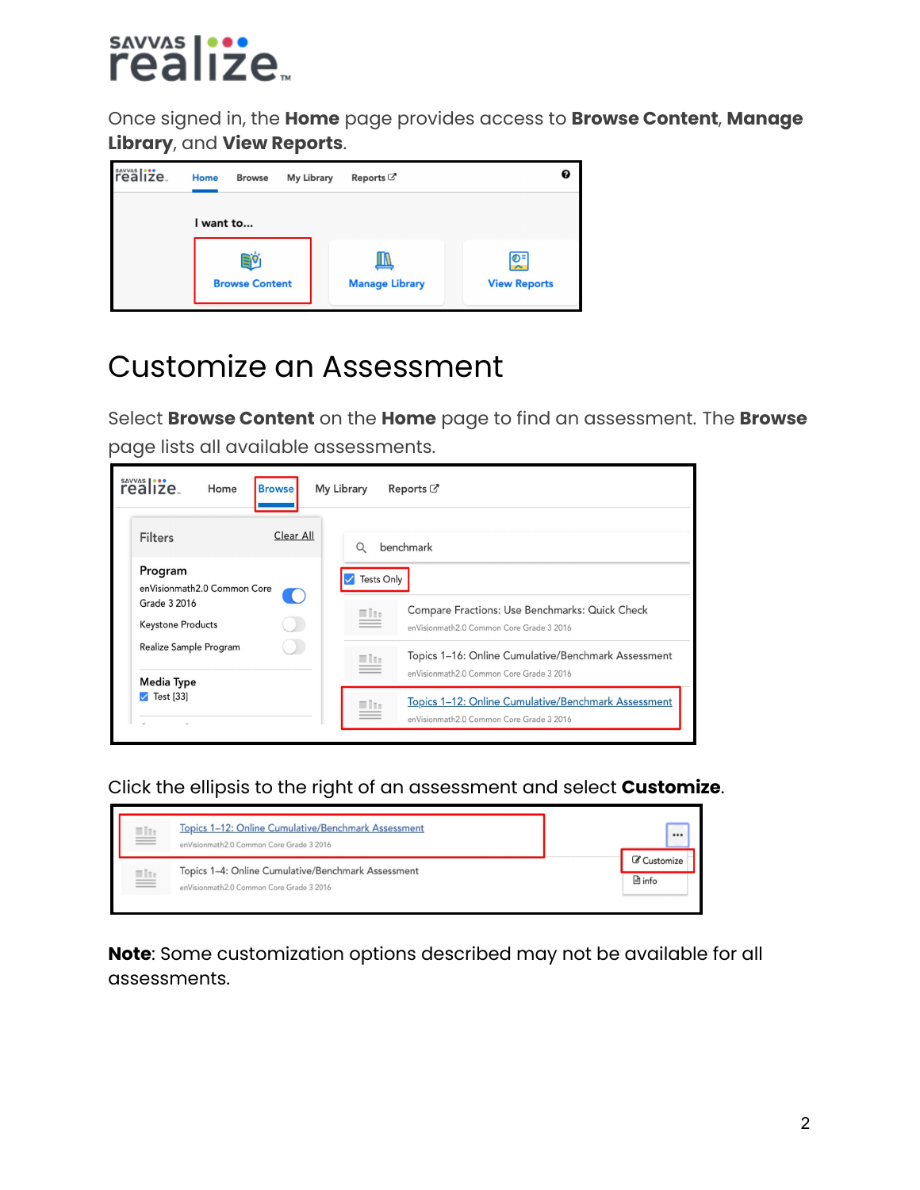Once signed in, the **Home** page provides access to **Browse Content**, **Manage Library**, and **View Reports**.

# Customize an Assessment

Select **Browse Content** on the **Home** page to find an assessment. The **Browse** page lists all available assessments.

Click the ellipsis to the right of an assessment and select **Customize**.

**Note**: Some customization options described may not be available for all assessments.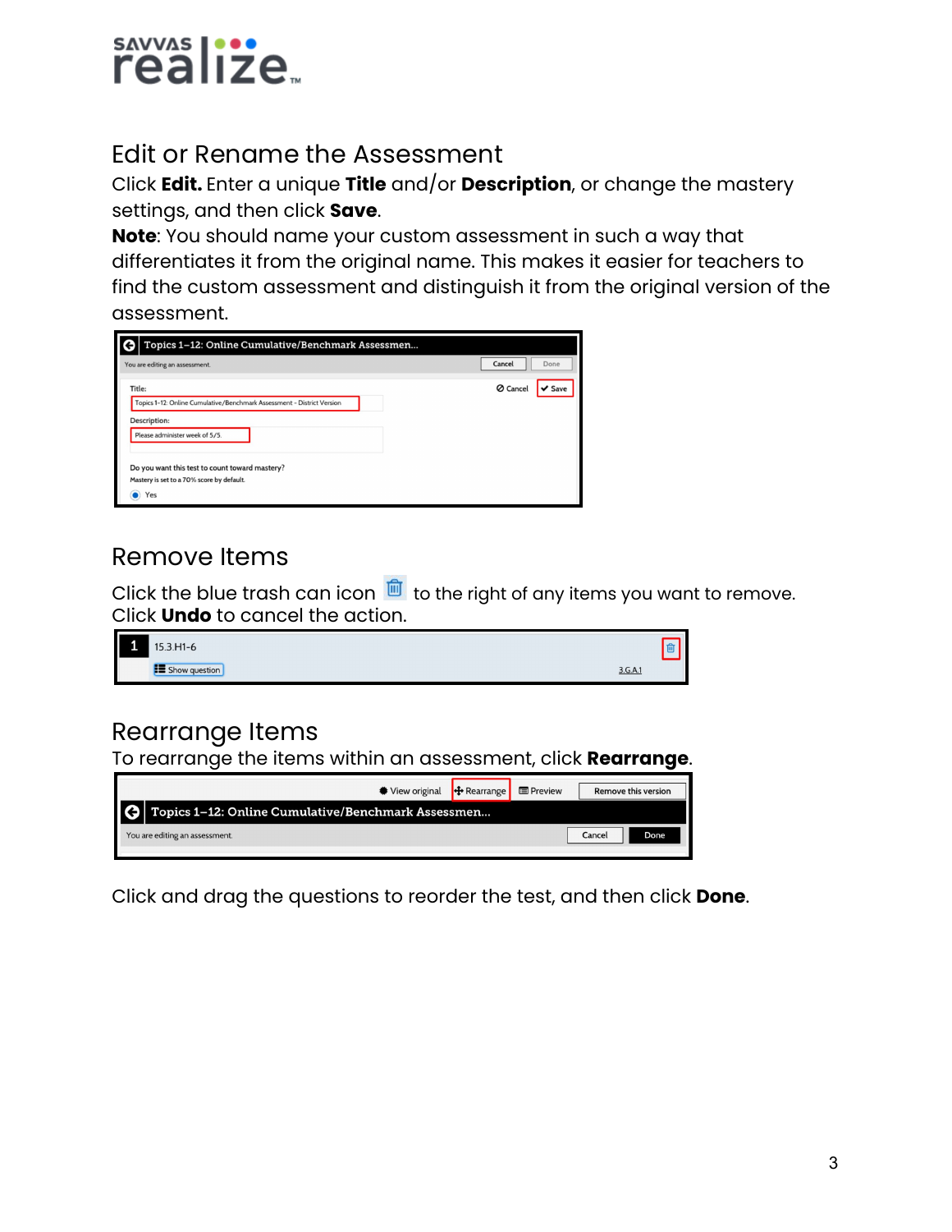## Edit or Rename the Assessment

Click **Edit.** Enter a unique **Title** and/or **Description**, or change the mastery settings, and then click **Save**.

**Note**: You should name your custom assessment in such a way that differentiates it from the original name. This makes it easier for teachers to find the custom assessment and distinguish it from the original version of the assessment.

## Remove Items

Click the blue trash can icon to the right of any items you want to remove. Click **Undo** to cancel the action.

## Rearrange Items

To rearrange the items within an assessment, click **Rearrange**.

Click and drag the questions to reorder the test, and then click **Done**.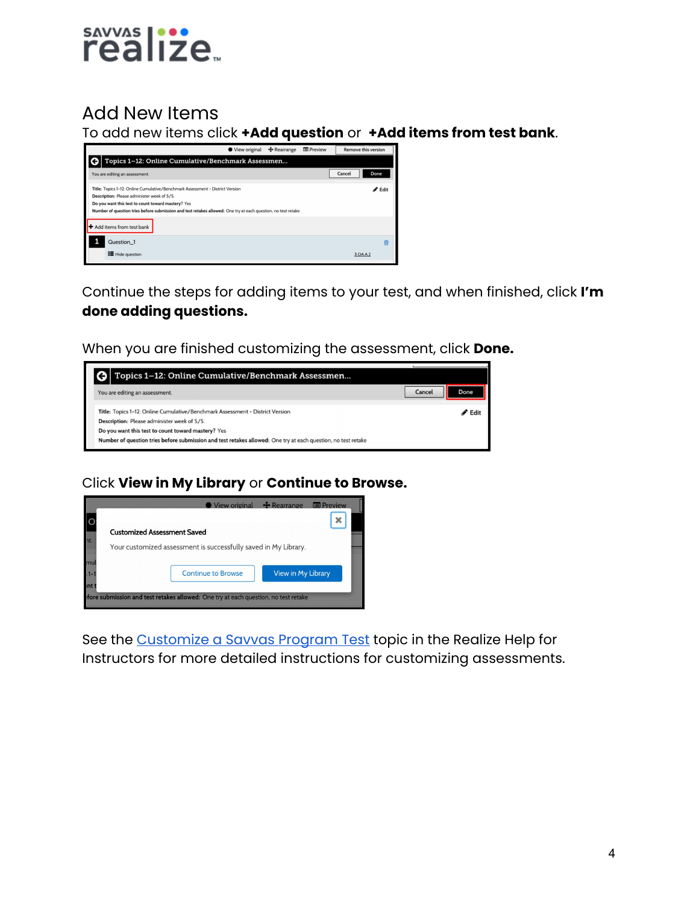## Add New Items

To add new items click **+Add question** or **+Add items from test bank**.

Continue the steps for adding items to your test, and when finished, click **I'm done adding questions.**

When you are finished customizing the assessment, click **Done.**

Click **View in My Library** or **Continue to Browse.**

See the [Customize a Savvas Program Test]() topic in the Realize Help for Instructors for more detailed instructions for customizing assessments.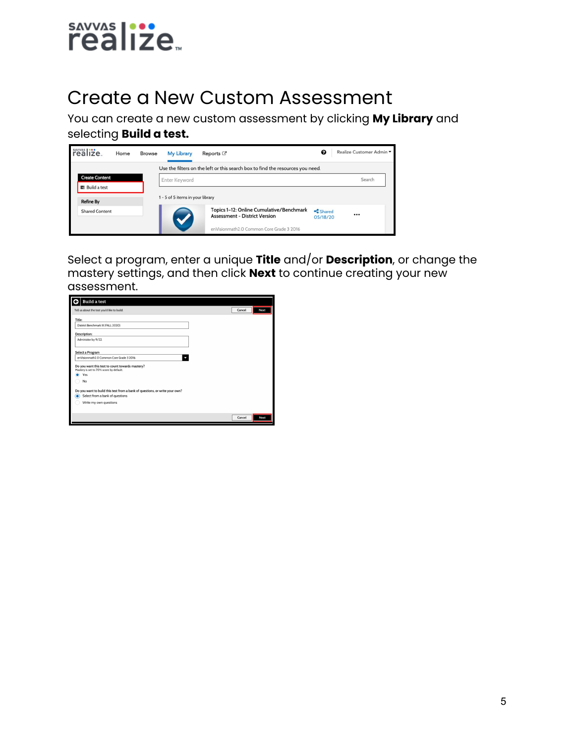# Create a New Custom Assessment

You can create a new custom assessment by clicking **My Library** and selecting **Build a test.**

Select a program, enter a unique **Title** and/or **Description**, or change the mastery settings, and then click **Next** to continue creating your new assessment.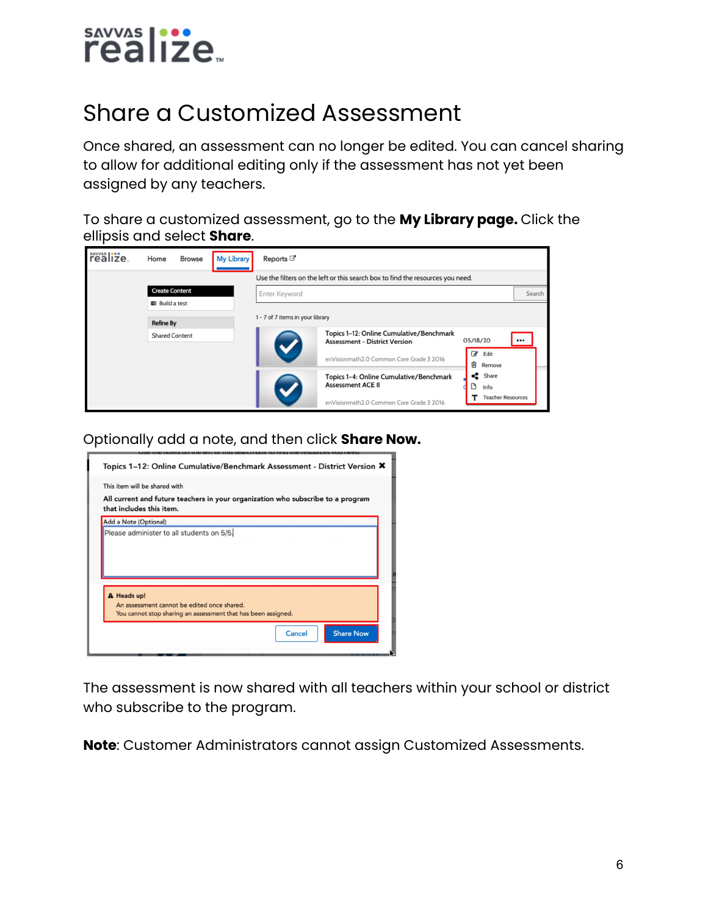# Share a Customized Assessment

Once shared, an assessment can no longer be edited. You can cancel sharing to allow for additional editing only if the assessment has not yet been assigned by any teachers.

To share a customized assessment, go to the **My Library page.** Click the ellipsis and select **Share**.

Optionally add a note, and then click **Share Now.**

The assessment is now shared with all teachers within your school or district who subscribe to the program.

**Note**: Customer Administrators cannot assign Customized Assessments.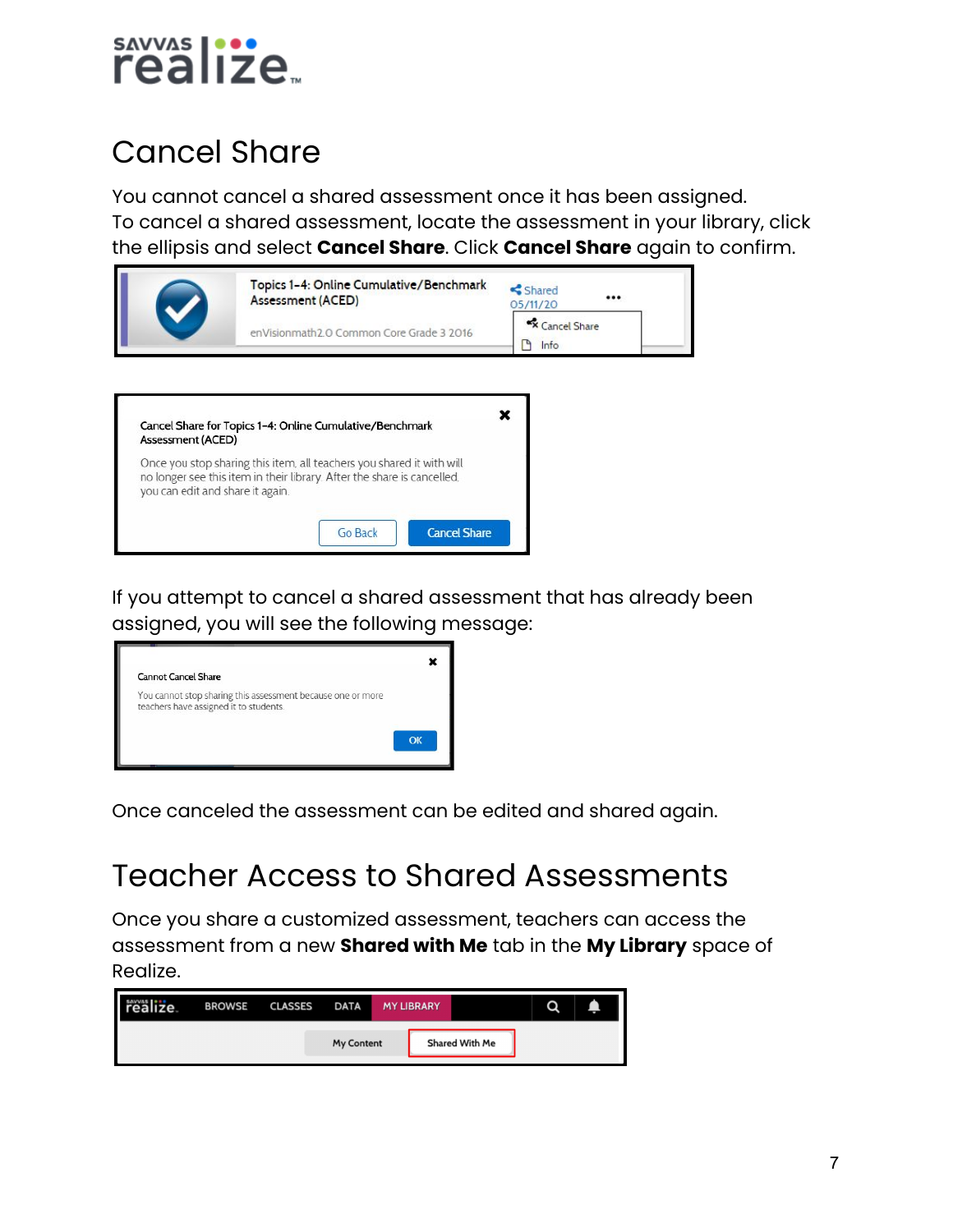# Cancel Share

You cannot cancel a shared assessment once it has been assigned.
To cancel a shared assessment, locate the assessment in your library, click the ellipsis and select **Cancel Share**. Click **Cancel Share** again to confirm.

If you attempt to cancel a shared assessment that has already been assigned, you will see the following message:

Once canceled the assessment can be edited and shared again.

# Teacher Access to Shared Assessments

Once you share a customized assessment, teachers can access the assessment from a new **Shared with Me** tab in the **My Library** space of Realize.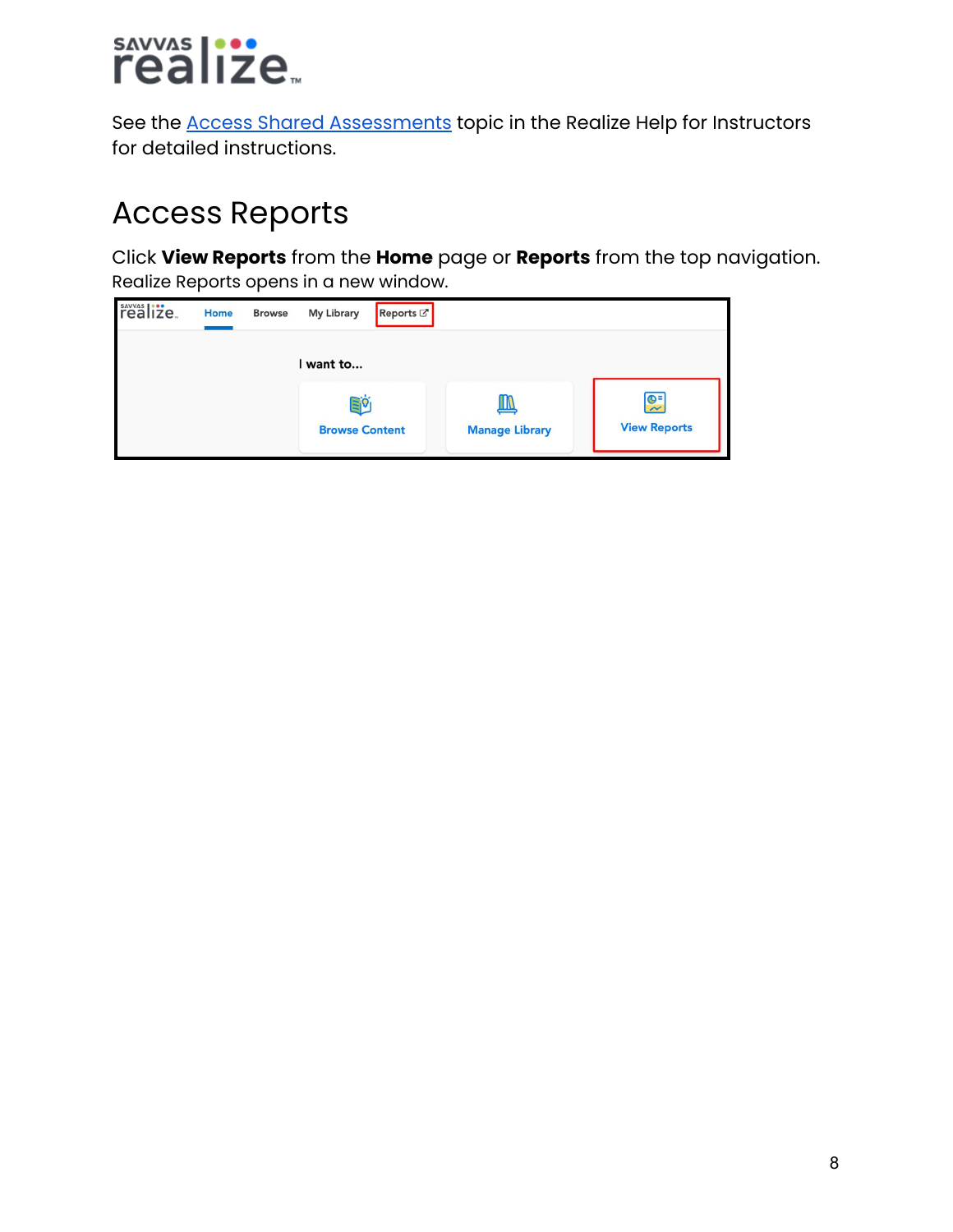See the Access Shared Assessments topic in the Realize Help for Instructors for detailed instructions.

## Access Reports

Click **View Reports** from the **Home** page or **Reports** from the top navigation. Realize Reports opens in a new window.